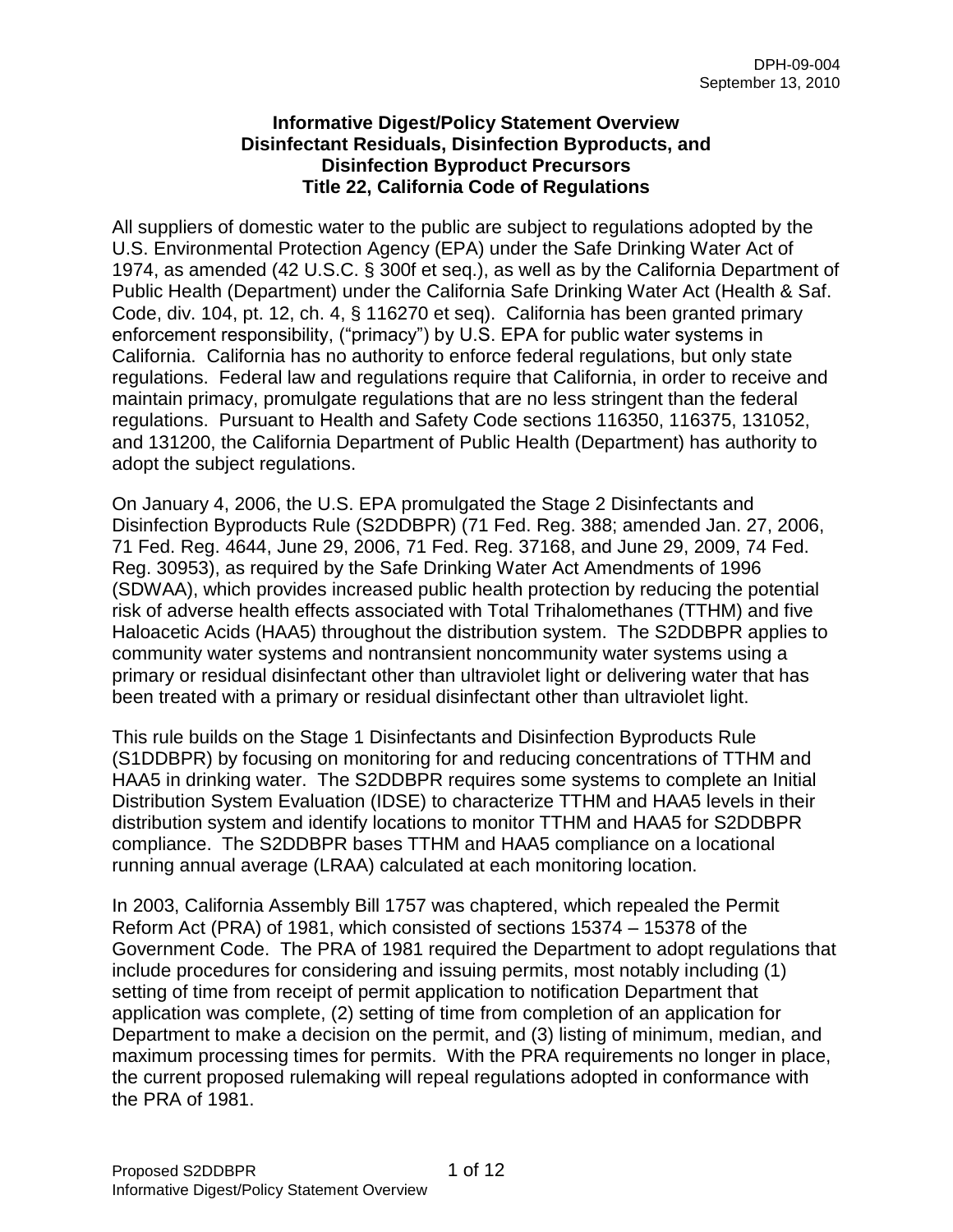DPH-09-004
September 13, 2010

# Informative Digest/Policy Statement Overview
# Disinfectant Residuals, Disinfection Byproducts, and Disinfection Byproduct Precursors
# Title 22, California Code of Regulations

All suppliers of domestic water to the public are subject to regulations adopted by the U.S. Environmental Protection Agency (EPA) under the Safe Drinking Water Act of 1974, as amended (42 U.S.C. § 300f et seq.), as well as by the California Department of Public Health (Department) under the California Safe Drinking Water Act (Health & Saf. Code, div. 104, pt. 12, ch. 4, § 116270 et seq). California has been granted primary enforcement responsibility, ("primacy") by U.S. EPA for public water systems in California. California has no authority to enforce federal regulations, but only state regulations. Federal law and regulations require that California, in order to receive and maintain primacy, promulgate regulations that are no less stringent than the federal regulations. Pursuant to Health and Safety Code sections 116350, 116375, 131052, and 131200, the California Department of Public Health (Department) has authority to adopt the subject regulations.

On January 4, 2006, the U.S. EPA promulgated the Stage 2 Disinfectants and Disinfection Byproducts Rule (S2DDBPR) (71 Fed. Reg. 388; amended Jan. 27, 2006, 71 Fed. Reg. 4644, June 29, 2006, 71 Fed. Reg. 37168, and June 29, 2009, 74 Fed. Reg. 30953), as required by the Safe Drinking Water Act Amendments of 1996 (SDWAA), which provides increased public health protection by reducing the potential risk of adverse health effects associated with Total Trihalomethanes (TTHM) and five Haloacetic Acids (HAA5) throughout the distribution system. The S2DDBPR applies to community water systems and nontransient noncommunity water systems using a primary or residual disinfectant other than ultraviolet light or delivering water that has been treated with a primary or residual disinfectant other than ultraviolet light.

This rule builds on the Stage 1 Disinfectants and Disinfection Byproducts Rule (S1DDBPR) by focusing on monitoring for and reducing concentrations of TTHM and HAA5 in drinking water. The S2DDBPR requires some systems to complete an Initial Distribution System Evaluation (IDSE) to characterize TTHM and HAA5 levels in their distribution system and identify locations to monitor TTHM and HAA5 for S2DDBPR compliance. The S2DDBPR bases TTHM and HAA5 compliance on a locational running annual average (LRAA) calculated at each monitoring location.

In 2003, California Assembly Bill 1757 was chaptered, which repealed the Permit Reform Act (PRA) of 1981, which consisted of sections 15374 – 15378 of the Government Code. The PRA of 1981 required the Department to adopt regulations that include procedures for considering and issuing permits, most notably including (1) setting of time from receipt of permit application to notification Department that application was complete, (2) setting of time from completion of an application for Department to make a decision on the permit, and (3) listing of minimum, median, and maximum processing times for permits. With the PRA requirements no longer in place, the current proposed rulemaking will repeal regulations adopted in conformance with the PRA of 1981.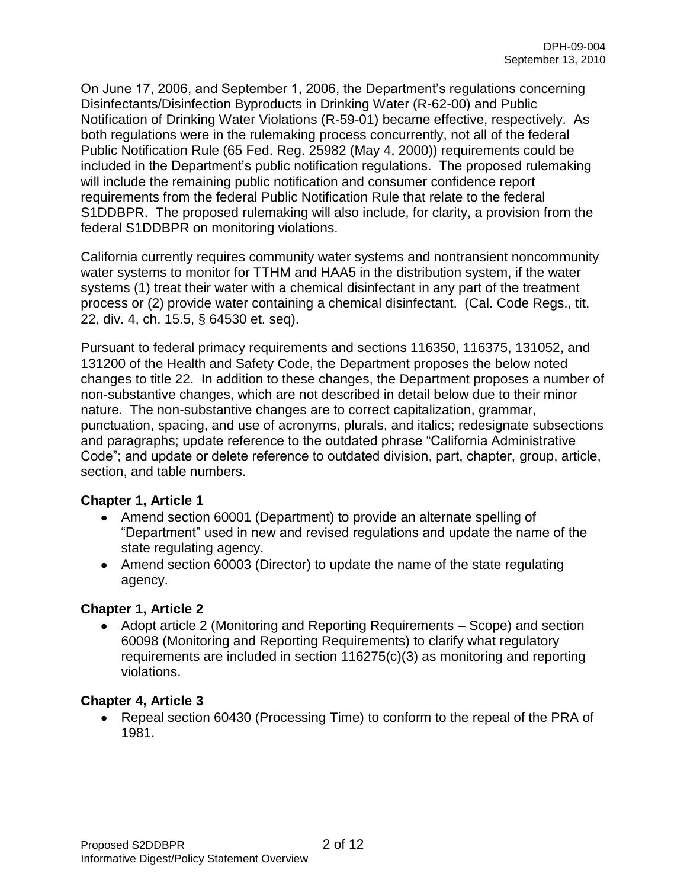On June 17, 2006, and September 1, 2006, the Department's regulations concerning Disinfectants/Disinfection Byproducts in Drinking Water (R-62-00) and Public Notification of Drinking Water Violations (R-59-01) became effective, respectively. As both regulations were in the rulemaking process concurrently, not all of the federal Public Notification Rule (65 Fed. Reg. 25982 (May 4, 2000)) requirements could be included in the Department's public notification regulations. The proposed rulemaking will include the remaining public notification and consumer confidence report requirements from the federal Public Notification Rule that relate to the federal S1DDBPR. The proposed rulemaking will also include, for clarity, a provision from the federal S1DDBPR on monitoring violations.

California currently requires community water systems and nontransient noncommunity water systems to monitor for TTHM and HAA5 in the distribution system, if the water systems (1) treat their water with a chemical disinfectant in any part of the treatment process or (2) provide water containing a chemical disinfectant. (Cal. Code Regs., tit. 22, div. 4, ch. 15.5, § 64530 et. seq).

Pursuant to federal primacy requirements and sections 116350, 116375, 131052, and 131200 of the Health and Safety Code, the Department proposes the below noted changes to title 22. In addition to these changes, the Department proposes a number of non-substantive changes, which are not described in detail below due to their minor nature. The non-substantive changes are to correct capitalization, grammar, punctuation, spacing, and use of acronyms, plurals, and italics; redesignate subsections and paragraphs; update reference to the outdated phrase "California Administrative Code"; and update or delete reference to outdated division, part, chapter, group, article, section, and table numbers.

**Chapter 1, Article 1**

- Amend section 60001 (Department) to provide an alternate spelling of "Department" used in new and revised regulations and update the name of the state regulating agency.
- Amend section 60003 (Director) to update the name of the state regulating agency.

**Chapter 1, Article 2**

- Adopt article 2 (Monitoring and Reporting Requirements – Scope) and section 60098 (Monitoring and Reporting Requirements) to clarify what regulatory requirements are included in section 116275(c)(3) as monitoring and reporting violations.

**Chapter 4, Article 3**

- Repeal section 60430 (Processing Time) to conform to the repeal of the PRA of 1981.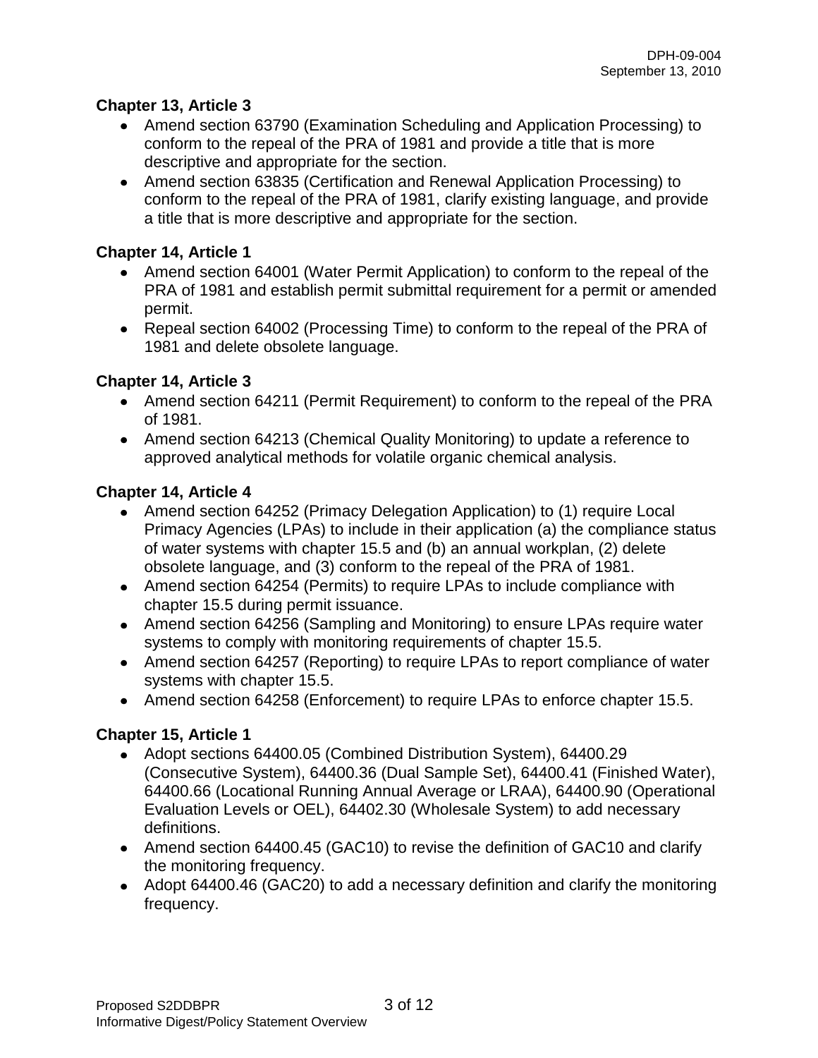**Chapter 13, Article 3**

- Amend section 63790 (Examination Scheduling and Application Processing) to conform to the repeal of the PRA of 1981 and provide a title that is more descriptive and appropriate for the section.
- Amend section 63835 (Certification and Renewal Application Processing) to conform to the repeal of the PRA of 1981, clarify existing language, and provide a title that is more descriptive and appropriate for the section.

**Chapter 14, Article 1**

- Amend section 64001 (Water Permit Application) to conform to the repeal of the PRA of 1981 and establish permit submittal requirement for a permit or amended permit.
- Repeal section 64002 (Processing Time) to conform to the repeal of the PRA of 1981 and delete obsolete language.

**Chapter 14, Article 3**

- Amend section 64211 (Permit Requirement) to conform to the repeal of the PRA of 1981.
- Amend section 64213 (Chemical Quality Monitoring) to update a reference to approved analytical methods for volatile organic chemical analysis.

**Chapter 14, Article 4**

- Amend section 64252 (Primacy Delegation Application) to (1) require Local Primacy Agencies (LPAs) to include in their application (a) the compliance status of water systems with chapter 15.5 and (b) an annual workplan, (2) delete obsolete language, and (3) conform to the repeal of the PRA of 1981.
- Amend section 64254 (Permits) to require LPAs to include compliance with chapter 15.5 during permit issuance.
- Amend section 64256 (Sampling and Monitoring) to ensure LPAs require water systems to comply with monitoring requirements of chapter 15.5.
- Amend section 64257 (Reporting) to require LPAs to report compliance of water systems with chapter 15.5.
- Amend section 64258 (Enforcement) to require LPAs to enforce chapter 15.5.

**Chapter 15, Article 1**

- Adopt sections 64400.05 (Combined Distribution System), 64400.29 (Consecutive System), 64400.36 (Dual Sample Set), 64400.41 (Finished Water), 64400.66 (Locational Running Annual Average or LRAA), 64400.90 (Operational Evaluation Levels or OEL), 64402.30 (Wholesale System) to add necessary definitions.
- Amend section 64400.45 (GAC10) to revise the definition of GAC10 and clarify the monitoring frequency.
- Adopt 64400.46 (GAC20) to add a necessary definition and clarify the monitoring frequency.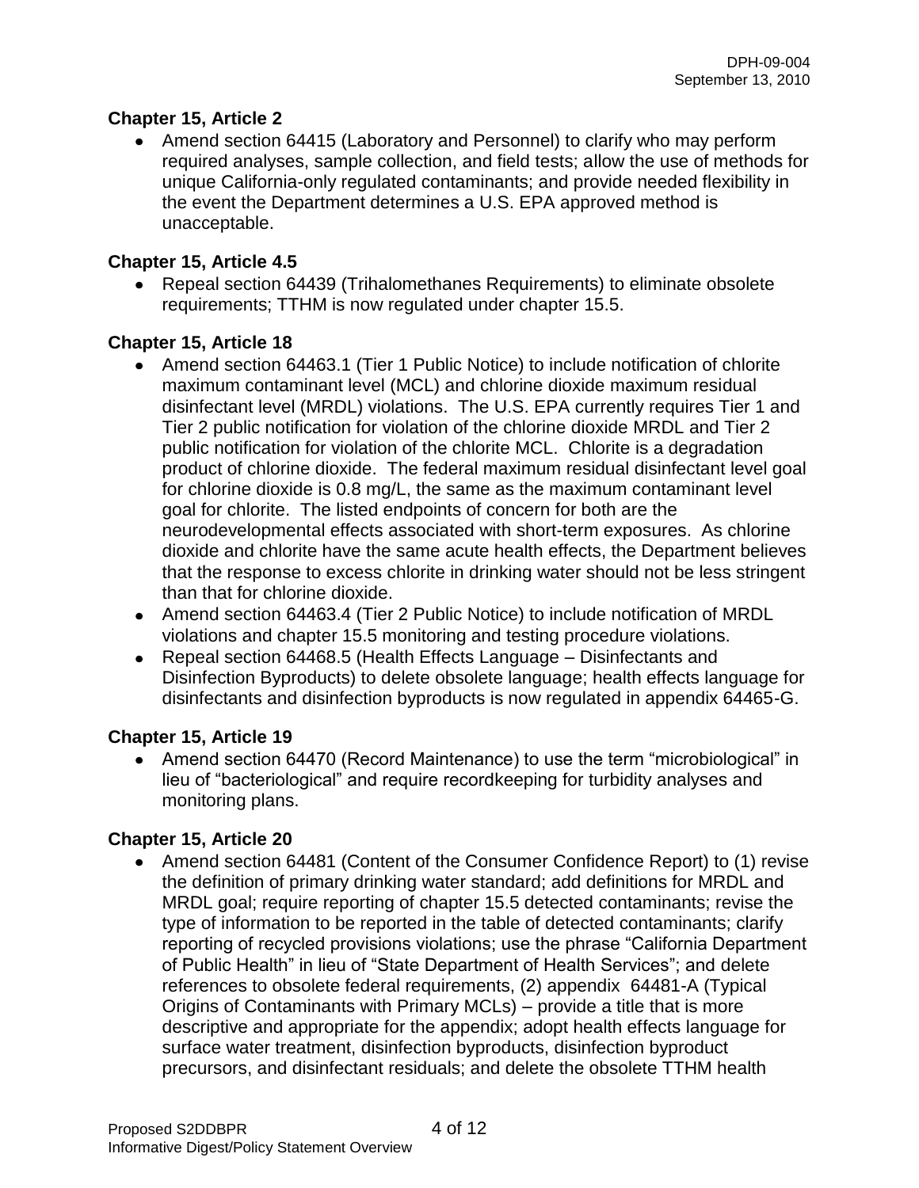### Chapter 15, Article 2

- Amend section 64415 (Laboratory and Personnel) to clarify who may perform required analyses, sample collection, and field tests; allow the use of methods for unique California-only regulated contaminants; and provide needed flexibility in the event the Department determines a U.S. EPA approved method is unacceptable.

### Chapter 15, Article 4.5

- Repeal section 64439 (Trihalomethanes Requirements) to eliminate obsolete requirements; TTHM is now regulated under chapter 15.5.

### Chapter 15, Article 18

- Amend section 64463.1 (Tier 1 Public Notice) to include notification of chlorite maximum contaminant level (MCL) and chlorine dioxide maximum residual disinfectant level (MRDL) violations. The U.S. EPA currently requires Tier 1 and Tier 2 public notification for violation of the chlorine dioxide MRDL and Tier 2 public notification for violation of the chlorite MCL. Chlorite is a degradation product of chlorine dioxide. The federal maximum residual disinfectant level goal for chlorine dioxide is 0.8 mg/L, the same as the maximum contaminant level goal for chlorite. The listed endpoints of concern for both are the neurodevelopmental effects associated with short-term exposures. As chlorine dioxide and chlorite have the same acute health effects, the Department believes that the response to excess chlorite in drinking water should not be less stringent than that for chlorine dioxide.
- Amend section 64463.4 (Tier 2 Public Notice) to include notification of MRDL violations and chapter 15.5 monitoring and testing procedure violations.
- Repeal section 64468.5 (Health Effects Language – Disinfectants and Disinfection Byproducts) to delete obsolete language; health effects language for disinfectants and disinfection byproducts is now regulated in appendix 64465-G.

### Chapter 15, Article 19

- Amend section 64470 (Record Maintenance) to use the term "microbiological" in lieu of "bacteriological" and require recordkeeping for turbidity analyses and monitoring plans.

### Chapter 15, Article 20

- Amend section 64481 (Content of the Consumer Confidence Report) to (1) revise the definition of primary drinking water standard; add definitions for MRDL and MRDL goal; require reporting of chapter 15.5 detected contaminants; revise the type of information to be reported in the table of detected contaminants; clarify reporting of recycled provisions violations; use the phrase "California Department of Public Health" in lieu of "State Department of Health Services"; and delete references to obsolete federal requirements, (2) appendix 64481-A (Typical Origins of Contaminants with Primary MCLs) – provide a title that is more descriptive and appropriate for the appendix; adopt health effects language for surface water treatment, disinfection byproducts, disinfection byproduct precursors, and disinfectant residuals; and delete the obsolete TTHM health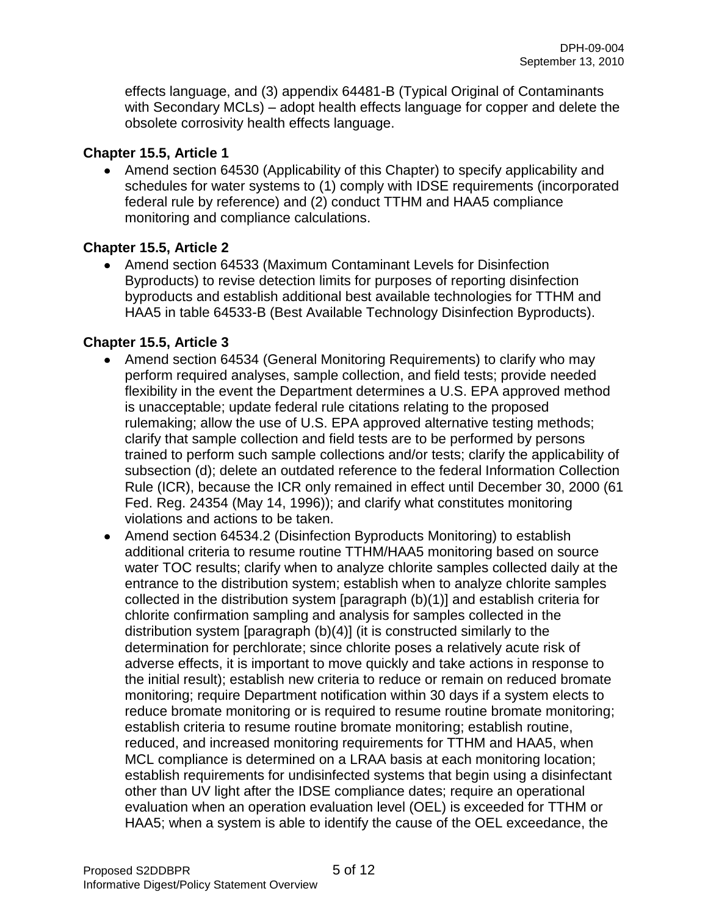effects language, and (3) appendix 64481-B (Typical Original of Contaminants with Secondary MCLs) – adopt health effects language for copper and delete the obsolete corrosivity health effects language.

### Chapter 15.5, Article 1

- Amend section 64530 (Applicability of this Chapter) to specify applicability and schedules for water systems to (1) comply with IDSE requirements (incorporated federal rule by reference) and (2) conduct TTHM and HAA5 compliance monitoring and compliance calculations.

### Chapter 15.5, Article 2

- Amend section 64533 (Maximum Contaminant Levels for Disinfection Byproducts) to revise detection limits for purposes of reporting disinfection byproducts and establish additional best available technologies for TTHM and HAA5 in table 64533-B (Best Available Technology Disinfection Byproducts).

### Chapter 15.5, Article 3

- Amend section 64534 (General Monitoring Requirements) to clarify who may perform required analyses, sample collection, and field tests; provide needed flexibility in the event the Department determines a U.S. EPA approved method is unacceptable; update federal rule citations relating to the proposed rulemaking; allow the use of U.S. EPA approved alternative testing methods; clarify that sample collection and field tests are to be performed by persons trained to perform such sample collections and/or tests; clarify the applicability of subsection (d); delete an outdated reference to the federal Information Collection Rule (ICR), because the ICR only remained in effect until December 30, 2000 (61 Fed. Reg. 24354 (May 14, 1996)); and clarify what constitutes monitoring violations and actions to be taken.
- Amend section 64534.2 (Disinfection Byproducts Monitoring) to establish additional criteria to resume routine TTHM/HAA5 monitoring based on source water TOC results; clarify when to analyze chlorite samples collected daily at the entrance to the distribution system; establish when to analyze chlorite samples collected in the distribution system [paragraph (b)(1)] and establish criteria for chlorite confirmation sampling and analysis for samples collected in the distribution system [paragraph (b)(4)] (it is constructed similarly to the determination for perchlorate; since chlorite poses a relatively acute risk of adverse effects, it is important to move quickly and take actions in response to the initial result); establish new criteria to reduce or remain on reduced bromate monitoring; require Department notification within 30 days if a system elects to reduce bromate monitoring or is required to resume routine bromate monitoring; establish criteria to resume routine bromate monitoring; establish routine, reduced, and increased monitoring requirements for TTHM and HAA5, when MCL compliance is determined on a LRAA basis at each monitoring location; establish requirements for undisinfected systems that begin using a disinfectant other than UV light after the IDSE compliance dates; require an operational evaluation when an operation evaluation level (OEL) is exceeded for TTHM or HAA5; when a system is able to identify the cause of the OEL exceedance, the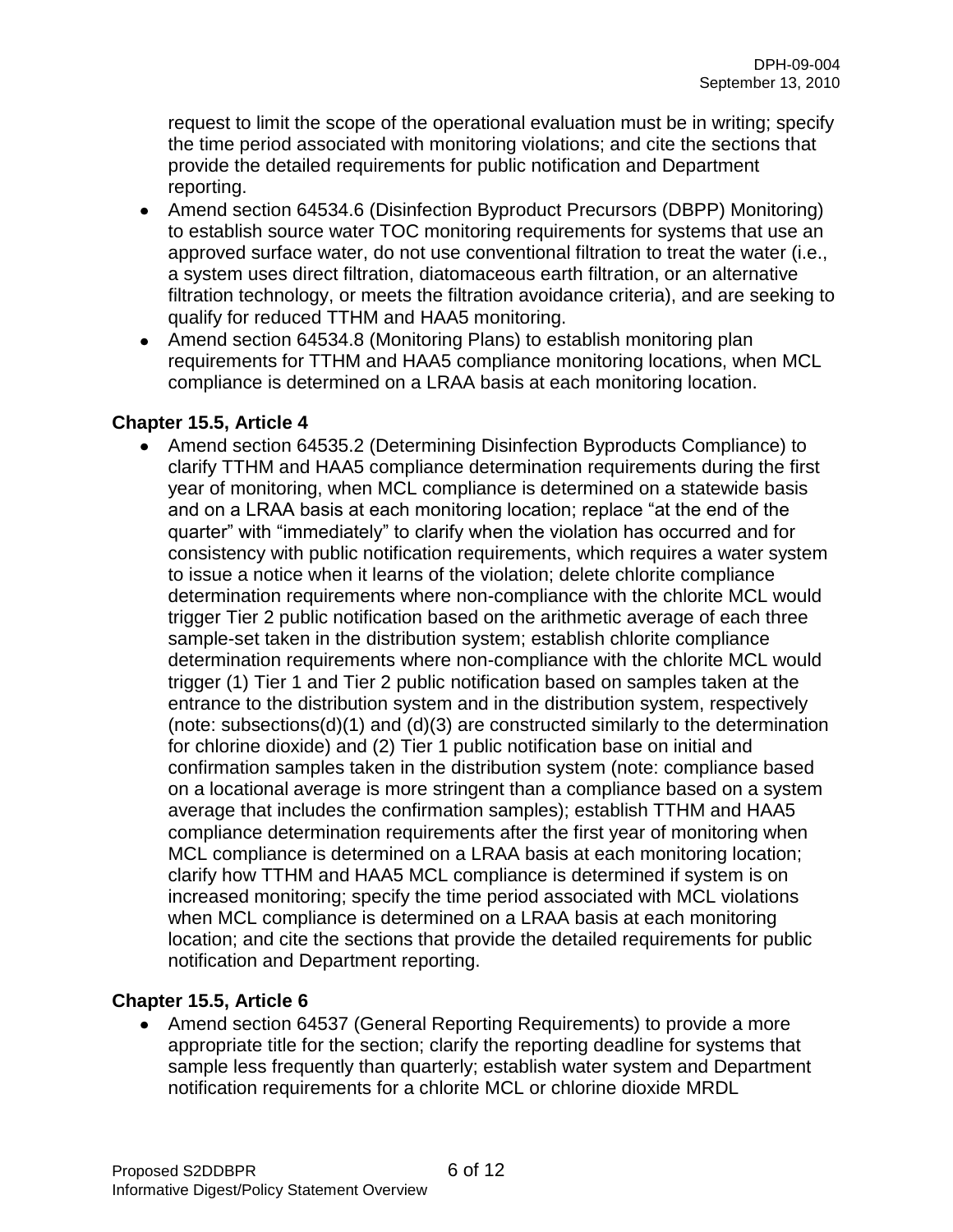request to limit the scope of the operational evaluation must be in writing; specify the time period associated with monitoring violations; and cite the sections that provide the detailed requirements for public notification and Department reporting.

- Amend section 64534.6 (Disinfection Byproduct Precursors (DBPP) Monitoring) to establish source water TOC monitoring requirements for systems that use an approved surface water, do not use conventional filtration to treat the water (i.e., a system uses direct filtration, diatomaceous earth filtration, or an alternative filtration technology, or meets the filtration avoidance criteria), and are seeking to qualify for reduced TTHM and HAA5 monitoring.
- Amend section 64534.8 (Monitoring Plans) to establish monitoring plan requirements for TTHM and HAA5 compliance monitoring locations, when MCL compliance is determined on a LRAA basis at each monitoring location.

**Chapter 15.5, Article 4**

- Amend section 64535.2 (Determining Disinfection Byproducts Compliance) to clarify TTHM and HAA5 compliance determination requirements during the first year of monitoring, when MCL compliance is determined on a statewide basis and on a LRAA basis at each monitoring location; replace "at the end of the quarter" with "immediately" to clarify when the violation has occurred and for consistency with public notification requirements, which requires a water system to issue a notice when it learns of the violation; delete chlorite compliance determination requirements where non-compliance with the chlorite MCL would trigger Tier 2 public notification based on the arithmetic average of each three sample-set taken in the distribution system; establish chlorite compliance determination requirements where non-compliance with the chlorite MCL would trigger (1) Tier 1 and Tier 2 public notification based on samples taken at the entrance to the distribution system and in the distribution system, respectively (note: subsections(d)(1) and (d)(3) are constructed similarly to the determination for chlorine dioxide) and (2) Tier 1 public notification base on initial and confirmation samples taken in the distribution system (note: compliance based on a locational average is more stringent than a compliance based on a system average that includes the confirmation samples); establish TTHM and HAA5 compliance determination requirements after the first year of monitoring when MCL compliance is determined on a LRAA basis at each monitoring location; clarify how TTHM and HAA5 MCL compliance is determined if system is on increased monitoring; specify the time period associated with MCL violations when MCL compliance is determined on a LRAA basis at each monitoring location; and cite the sections that provide the detailed requirements for public notification and Department reporting.

**Chapter 15.5, Article 6**

- Amend section 64537 (General Reporting Requirements) to provide a more appropriate title for the section; clarify the reporting deadline for systems that sample less frequently than quarterly; establish water system and Department notification requirements for a chlorite MCL or chlorine dioxide MRDL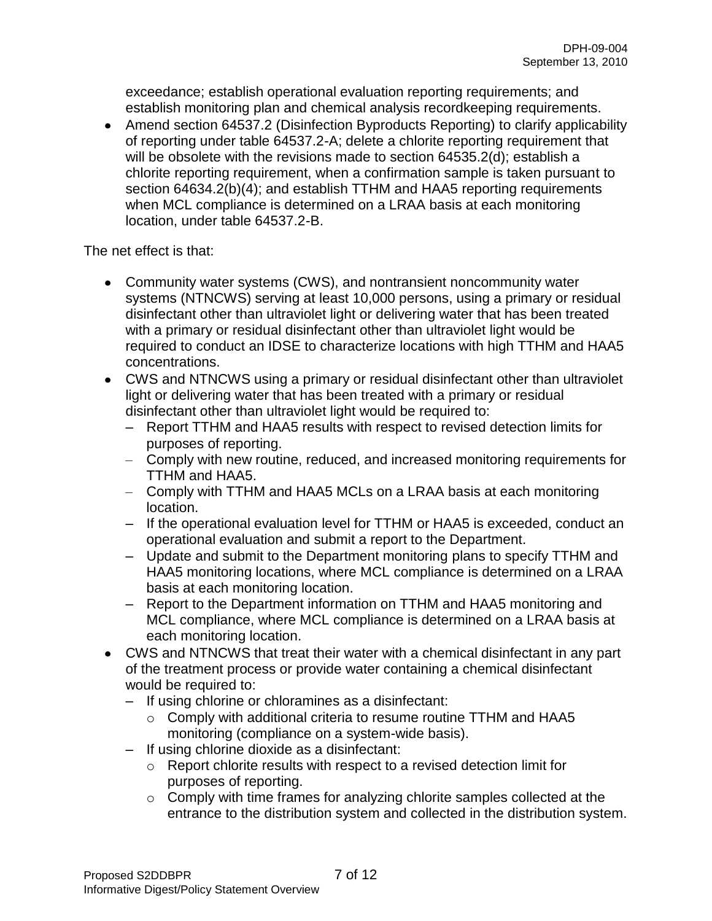exceedance; establish operational evaluation reporting requirements; and establish monitoring plan and chemical analysis recordkeeping requirements.

- Amend section 64537.2 (Disinfection Byproducts Reporting) to clarify applicability of reporting under table 64537.2-A; delete a chlorite reporting requirement that will be obsolete with the revisions made to section 64535.2(d); establish a chlorite reporting requirement, when a confirmation sample is taken pursuant to section 64634.2(b)(4); and establish TTHM and HAA5 reporting requirements when MCL compliance is determined on a LRAA basis at each monitoring location, under table 64537.2-B.

The net effect is that:

- Community water systems (CWS), and nontransient noncommunity water systems (NTNCWS) serving at least 10,000 persons, using a primary or residual disinfectant other than ultraviolet light or delivering water that has been treated with a primary or residual disinfectant other than ultraviolet light would be required to conduct an IDSE to characterize locations with high TTHM and HAA5 concentrations.
- CWS and NTNCWS using a primary or residual disinfectant other than ultraviolet light or delivering water that has been treated with a primary or residual disinfectant other than ultraviolet light would be required to:
  - Report TTHM and HAA5 results with respect to revised detection limits for purposes of reporting.
  - Comply with new routine, reduced, and increased monitoring requirements for TTHM and HAA5.
  - Comply with TTHM and HAA5 MCLs on a LRAA basis at each monitoring location.
  - If the operational evaluation level for TTHM or HAA5 is exceeded, conduct an operational evaluation and submit a report to the Department.
  - Update and submit to the Department monitoring plans to specify TTHM and HAA5 monitoring locations, where MCL compliance is determined on a LRAA basis at each monitoring location.
  - Report to the Department information on TTHM and HAA5 monitoring and MCL compliance, where MCL compliance is determined on a LRAA basis at each monitoring location.
- CWS and NTNCWS that treat their water with a chemical disinfectant in any part of the treatment process or provide water containing a chemical disinfectant would be required to:
  - If using chlorine or chloramines as a disinfectant:
    - Comply with additional criteria to resume routine TTHM and HAA5 monitoring (compliance on a system-wide basis).
  - If using chlorine dioxide as a disinfectant:
    - Report chlorite results with respect to a revised detection limit for purposes of reporting.
    - Comply with time frames for analyzing chlorite samples collected at the entrance to the distribution system and collected in the distribution system.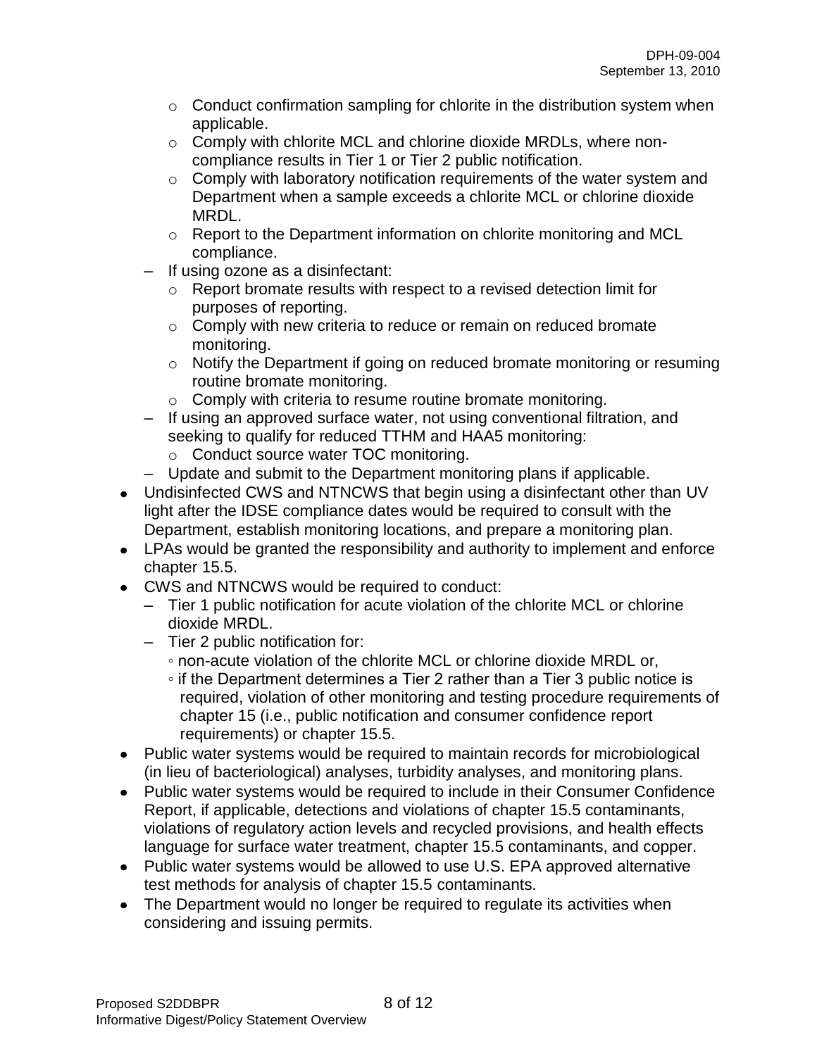- Conduct confirmation sampling for chlorite in the distribution system when applicable.
    - Comply with chlorite MCL and chlorine dioxide MRDLs, where non-compliance results in Tier 1 or Tier 2 public notification.
    - Comply with laboratory notification requirements of the water system and Department when a sample exceeds a chlorite MCL or chlorine dioxide MRDL.
    - Report to the Department information on chlorite monitoring and MCL compliance.
  - If using ozone as a disinfectant:
    - Report bromate results with respect to a revised detection limit for purposes of reporting.
    - Comply with new criteria to reduce or remain on reduced bromate monitoring.
    - Notify the Department if going on reduced bromate monitoring or resuming routine bromate monitoring.
    - Comply with criteria to resume routine bromate monitoring.
  - If using an approved surface water, not using conventional filtration, and seeking to qualify for reduced TTHM and HAA5 monitoring:
    - Conduct source water TOC monitoring.
  - Update and submit to the Department monitoring plans if applicable.
- Undisinfected CWS and NTNCWS that begin using a disinfectant other than UV light after the IDSE compliance dates would be required to consult with the Department, establish monitoring locations, and prepare a monitoring plan.
- LPAs would be granted the responsibility and authority to implement and enforce chapter 15.5.
- CWS and NTNCWS would be required to conduct:
  - Tier 1 public notification for acute violation of the chlorite MCL or chlorine dioxide MRDL.
  - Tier 2 public notification for:
    - non-acute violation of the chlorite MCL or chlorine dioxide MRDL or,
    - if the Department determines a Tier 2 rather than a Tier 3 public notice is required, violation of other monitoring and testing procedure requirements of chapter 15 (i.e., public notification and consumer confidence report requirements) or chapter 15.5.
- Public water systems would be required to maintain records for microbiological (in lieu of bacteriological) analyses, turbidity analyses, and monitoring plans.
- Public water systems would be required to include in their Consumer Confidence Report, if applicable, detections and violations of chapter 15.5 contaminants, violations of regulatory action levels and recycled provisions, and health effects language for surface water treatment, chapter 15.5 contaminants, and copper.
- Public water systems would be allowed to use U.S. EPA approved alternative test methods for analysis of chapter 15.5 contaminants.
- The Department would no longer be required to regulate its activities when considering and issuing permits.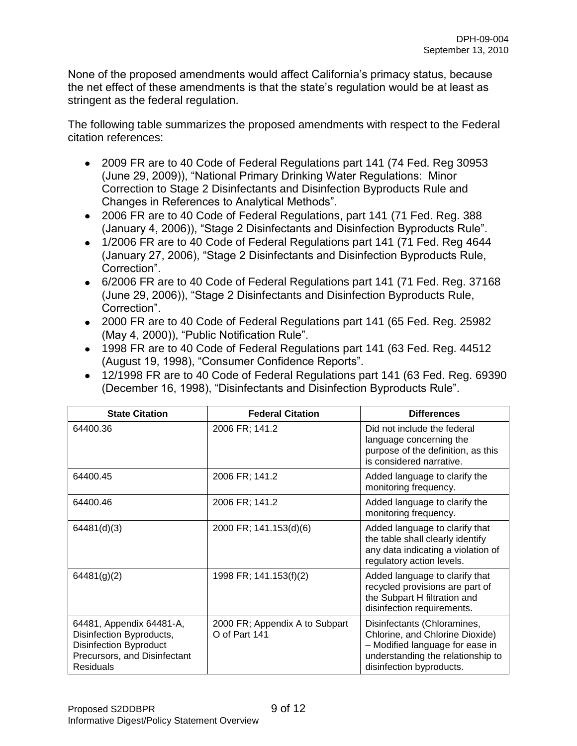None of the proposed amendments would affect California's primacy status, because the net effect of these amendments is that the state's regulation would be at least as stringent as the federal regulation.

The following table summarizes the proposed amendments with respect to the Federal citation references:

- 2009 FR are to 40 Code of Federal Regulations part 141 (74 Fed. Reg 30953 (June 29, 2009)), "National Primary Drinking Water Regulations: Minor Correction to Stage 2 Disinfectants and Disinfection Byproducts Rule and Changes in References to Analytical Methods".
- 2006 FR are to 40 Code of Federal Regulations, part 141 (71 Fed. Reg. 388 (January 4, 2006)), "Stage 2 Disinfectants and Disinfection Byproducts Rule".
- 1/2006 FR are to 40 Code of Federal Regulations part 141 (71 Fed. Reg 4644 (January 27, 2006), "Stage 2 Disinfectants and Disinfection Byproducts Rule, Correction".
- 6/2006 FR are to 40 Code of Federal Regulations part 141 (71 Fed. Reg. 37168 (June 29, 2006)), "Stage 2 Disinfectants and Disinfection Byproducts Rule, Correction".
- 2000 FR are to 40 Code of Federal Regulations part 141 (65 Fed. Reg. 25982 (May 4, 2000)), "Public Notification Rule".
- 1998 FR are to 40 Code of Federal Regulations part 141 (63 Fed. Reg. 44512 (August 19, 1998), "Consumer Confidence Reports".
- 12/1998 FR are to 40 Code of Federal Regulations part 141 (63 Fed. Reg. 69390 (December 16, 1998), "Disinfectants and Disinfection Byproducts Rule".

| State Citation | Federal Citation | Differences |
|---|---|---|
| 64400.36 | 2006 FR; 141.2 | Did not include the federal language concerning the purpose of the definition, as this is considered narrative. |
| 64400.45 | 2006 FR; 141.2 | Added language to clarify the monitoring frequency. |
| 64400.46 | 2006 FR; 141.2 | Added language to clarify the monitoring frequency. |
| 64481(d)(3) | 2000 FR; 141.153(d)(6) | Added language to clarify that the table shall clearly identify any data indicating a violation of regulatory action levels. |
| 64481(g)(2) | 1998 FR; 141.153(f)(2) | Added language to clarify that recycled provisions are part of the Subpart H filtration and disinfection requirements. |
| 64481, Appendix 64481-A, Disinfection Byproducts, Disinfection Byproduct Precursors, and Disinfectant Residuals | 2000 FR; Appendix A to Subpart O of Part 141 | Disinfectants (Chloramines, Chlorine, and Chlorine Dioxide) – Modified language for ease in understanding the relationship to disinfection byproducts. |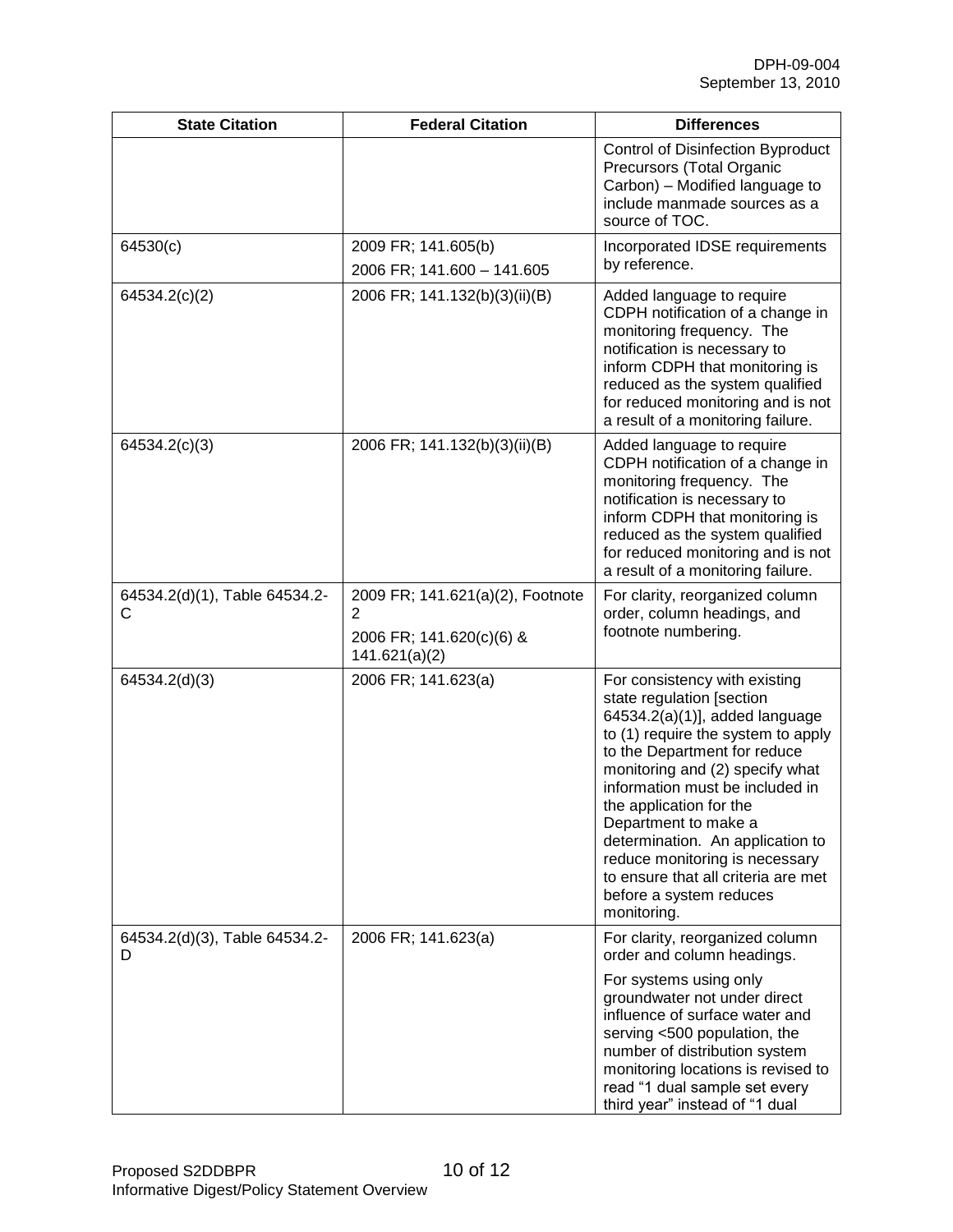| State Citation | Federal Citation | Differences |
|---|---|---|
| | | Control of Disinfection Byproduct Precursors (Total Organic Carbon) – Modified language to include manmade sources as a source of TOC. |
| 64530(c) | 2009 FR; 141.605(b)<br>2006 FR; 141.600 – 141.605 | Incorporated IDSE requirements by reference. |
| 64534.2(c)(2) | 2006 FR; 141.132(b)(3)(ii)(B) | Added language to require CDPH notification of a change in monitoring frequency. The notification is necessary to inform CDPH that monitoring is reduced as the system qualified for reduced monitoring and is not a result of a monitoring failure. |
| 64534.2(c)(3) | 2006 FR; 141.132(b)(3)(ii)(B) | Added language to require CDPH notification of a change in monitoring frequency. The notification is necessary to inform CDPH that monitoring is reduced as the system qualified for reduced monitoring and is not a result of a monitoring failure. |
| 64534.2(d)(1), Table 64534.2-C | 2009 FR; 141.621(a)(2), Footnote 2<br>2006 FR; 141.620(c)(6) & 141.621(a)(2) | For clarity, reorganized column order, column headings, and footnote numbering. |
| 64534.2(d)(3) | 2006 FR; 141.623(a) | For consistency with existing state regulation [section 64534.2(a)(1)], added language to (1) require the system to apply to the Department for reduce monitoring and (2) specify what information must be included in the application for the Department to make a determination. An application to reduce monitoring is necessary to ensure that all criteria are met before a system reduces monitoring. |
| 64534.2(d)(3), Table 64534.2-D | 2006 FR; 141.623(a) | For clarity, reorganized column order and column headings.<br>For systems using only groundwater not under direct influence of surface water and serving <500 population, the number of distribution system monitoring locations is revised to read "1 dual sample set every third year" instead of "1 dual |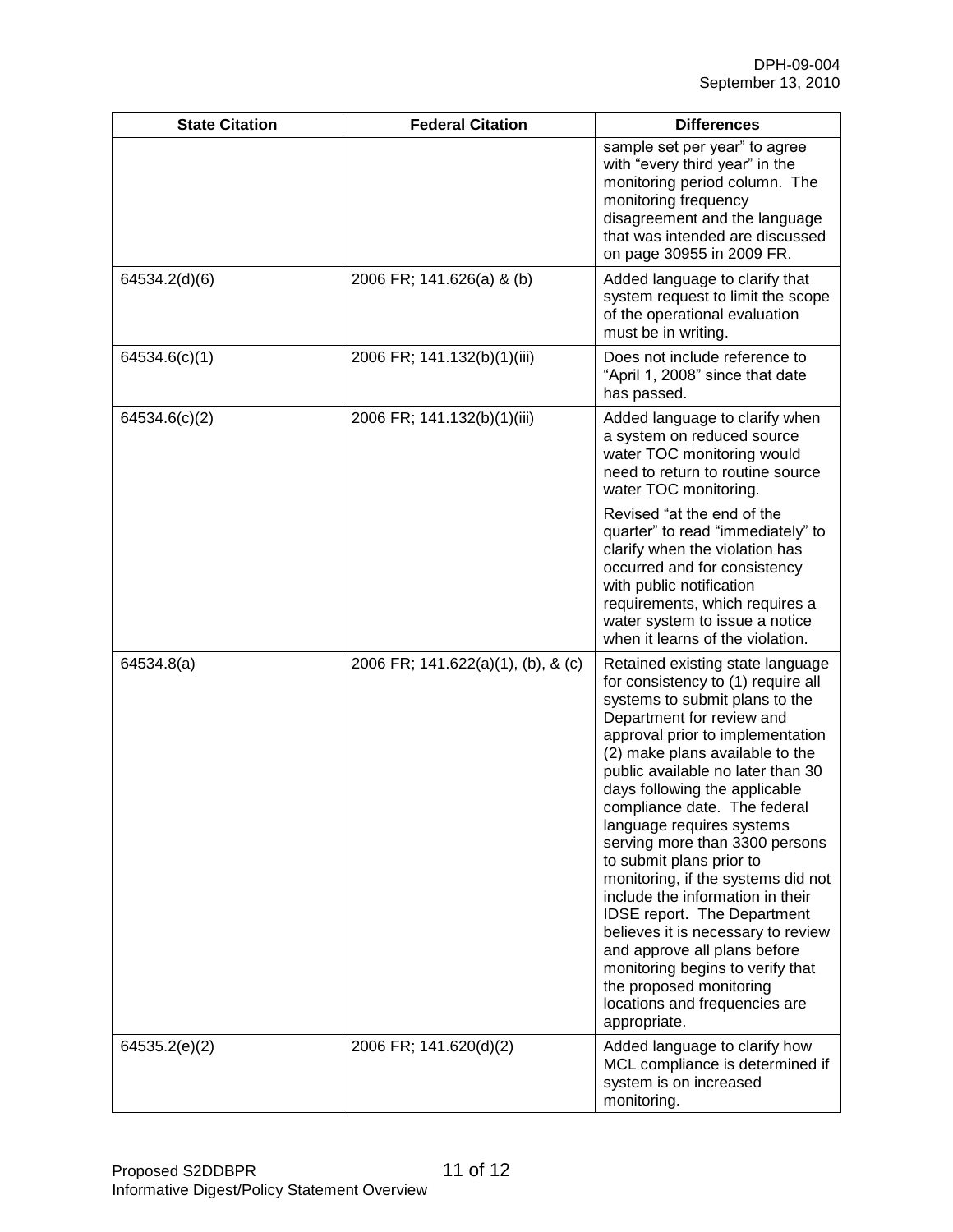| State Citation | Federal Citation | Differences |
|---|---|---|
| | | sample set per year" to agree with "every third year" in the monitoring period column. The monitoring frequency disagreement and the language that was intended are discussed on page 30955 in 2009 FR. |
| 64534.2(d)(6) | 2006 FR; 141.626(a) & (b) | Added language to clarify that system request to limit the scope of the operational evaluation must be in writing. |
| 64534.6(c)(1) | 2006 FR; 141.132(b)(1)(iii) | Does not include reference to "April 1, 2008" since that date has passed. |
| 64534.6(c)(2) | 2006 FR; 141.132(b)(1)(iii) | Added language to clarify when a system on reduced source water TOC monitoring would need to return to routine source water TOC monitoring.<br><br>Revised "at the end of the quarter" to read "immediately" to clarify when the violation has occurred and for consistency with public notification requirements, which requires a water system to issue a notice when it learns of the violation. |
| 64534.8(a) | 2006 FR; 141.622(a)(1), (b), & (c) | Retained existing state language for consistency to (1) require all systems to submit plans to the Department for review and approval prior to implementation (2) make plans available to the public available no later than 30 days following the applicable compliance date. The federal language requires systems serving more than 3300 persons to submit plans prior to monitoring, if the systems did not include the information in their IDSE report. The Department believes it is necessary to review and approve all plans before monitoring begins to verify that the proposed monitoring locations and frequencies are appropriate. |
| 64535.2(e)(2) | 2006 FR; 141.620(d)(2) | Added language to clarify how MCL compliance is determined if system is on increased monitoring. |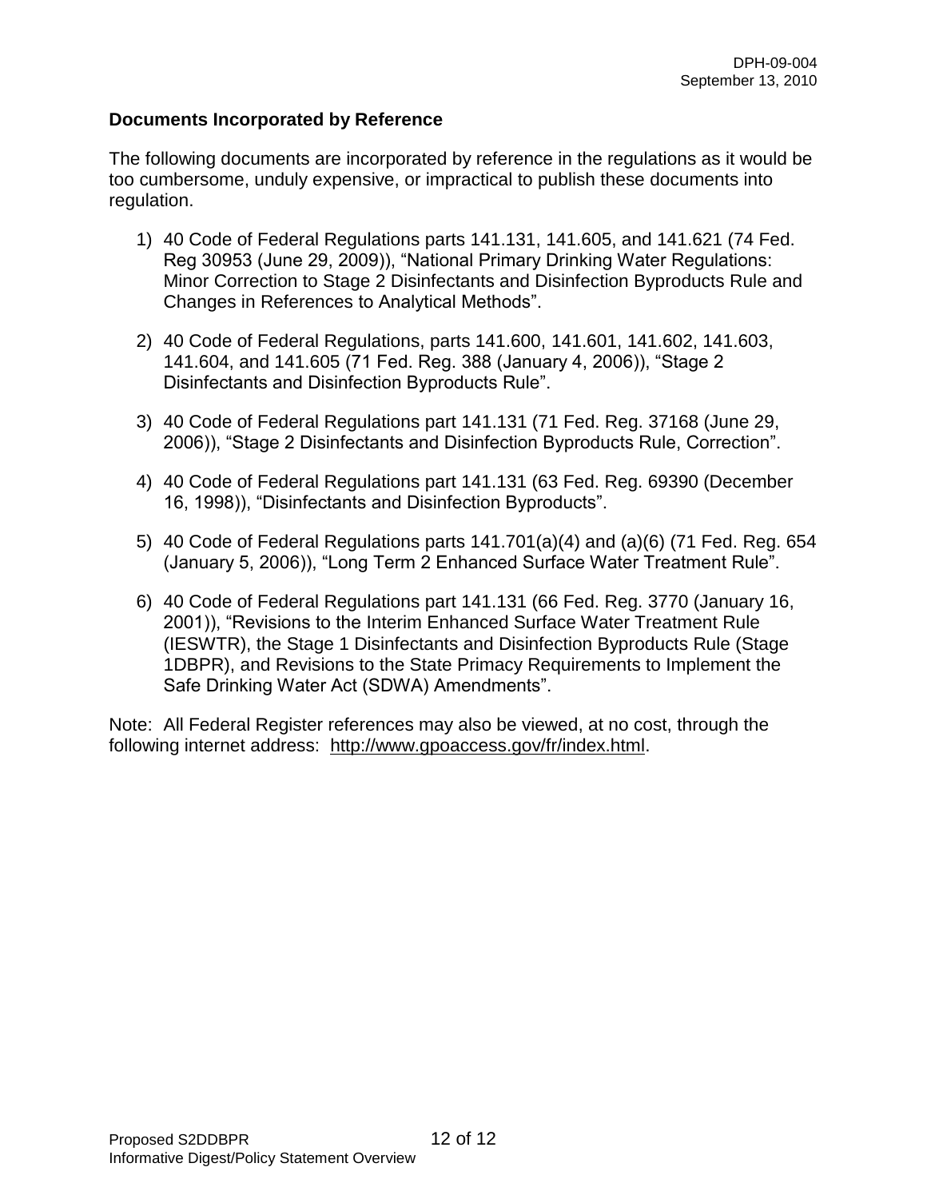## Documents Incorporated by Reference

The following documents are incorporated by reference in the regulations as it would be too cumbersome, unduly expensive, or impractical to publish these documents into regulation.

1) 40 Code of Federal Regulations parts 141.131, 141.605, and 141.621 (74 Fed. Reg 30953 (June 29, 2009)), "National Primary Drinking Water Regulations: Minor Correction to Stage 2 Disinfectants and Disinfection Byproducts Rule and Changes in References to Analytical Methods".

2) 40 Code of Federal Regulations, parts 141.600, 141.601, 141.602, 141.603, 141.604, and 141.605 (71 Fed. Reg. 388 (January 4, 2006)), "Stage 2 Disinfectants and Disinfection Byproducts Rule".

3) 40 Code of Federal Regulations part 141.131 (71 Fed. Reg. 37168 (June 29, 2006)), "Stage 2 Disinfectants and Disinfection Byproducts Rule, Correction".

4) 40 Code of Federal Regulations part 141.131 (63 Fed. Reg. 69390 (December 16, 1998)), "Disinfectants and Disinfection Byproducts".

5) 40 Code of Federal Regulations parts 141.701(a)(4) and (a)(6) (71 Fed. Reg. 654 (January 5, 2006)), "Long Term 2 Enhanced Surface Water Treatment Rule".

6) 40 Code of Federal Regulations part 141.131 (66 Fed. Reg. 3770 (January 16, 2001)), "Revisions to the Interim Enhanced Surface Water Treatment Rule (IESWTR), the Stage 1 Disinfectants and Disinfection Byproducts Rule (Stage 1DBPR), and Revisions to the State Primacy Requirements to Implement the Safe Drinking Water Act (SDWA) Amendments".

Note: All Federal Register references may also be viewed, at no cost, through the following internet address: http://www.gpoaccess.gov/fr/index.html.